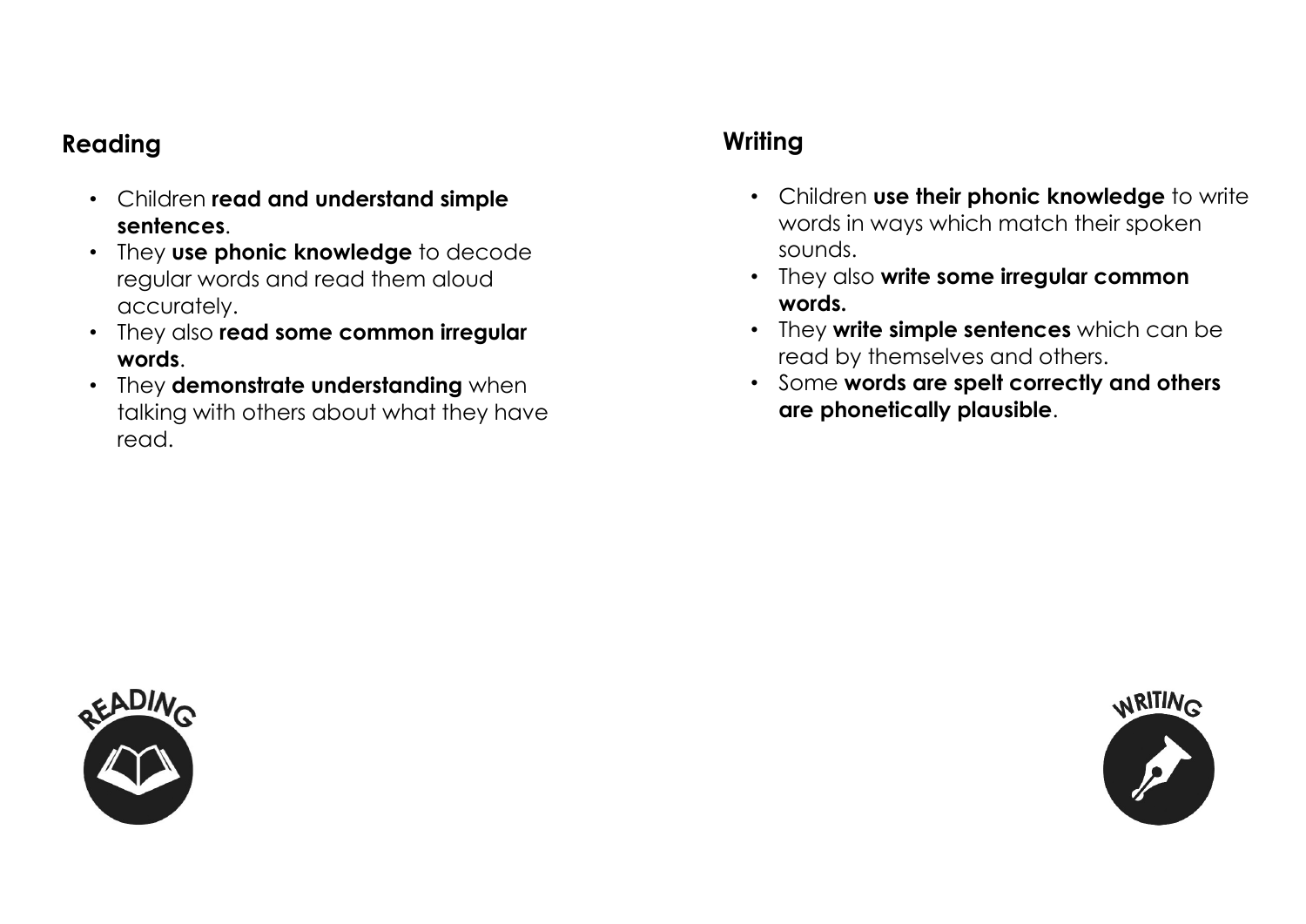## Reading

- Children **read and understand simple sentences**.
- They **use phonic knowledge** to decode regular words and read them aloud accurately.
- They also **read some common irregular words**.
- They **demonstrate understanding** when talking with others about what they have read.

## Writing

- Children **use their phonic knowledge** to write words in ways which match their spoken sounds.
- They also **write some irregular common words.**
- They **write simple sentences** which can be read by themselves and others.
- Some **words are spelt correctly and others are phonetically plausible**.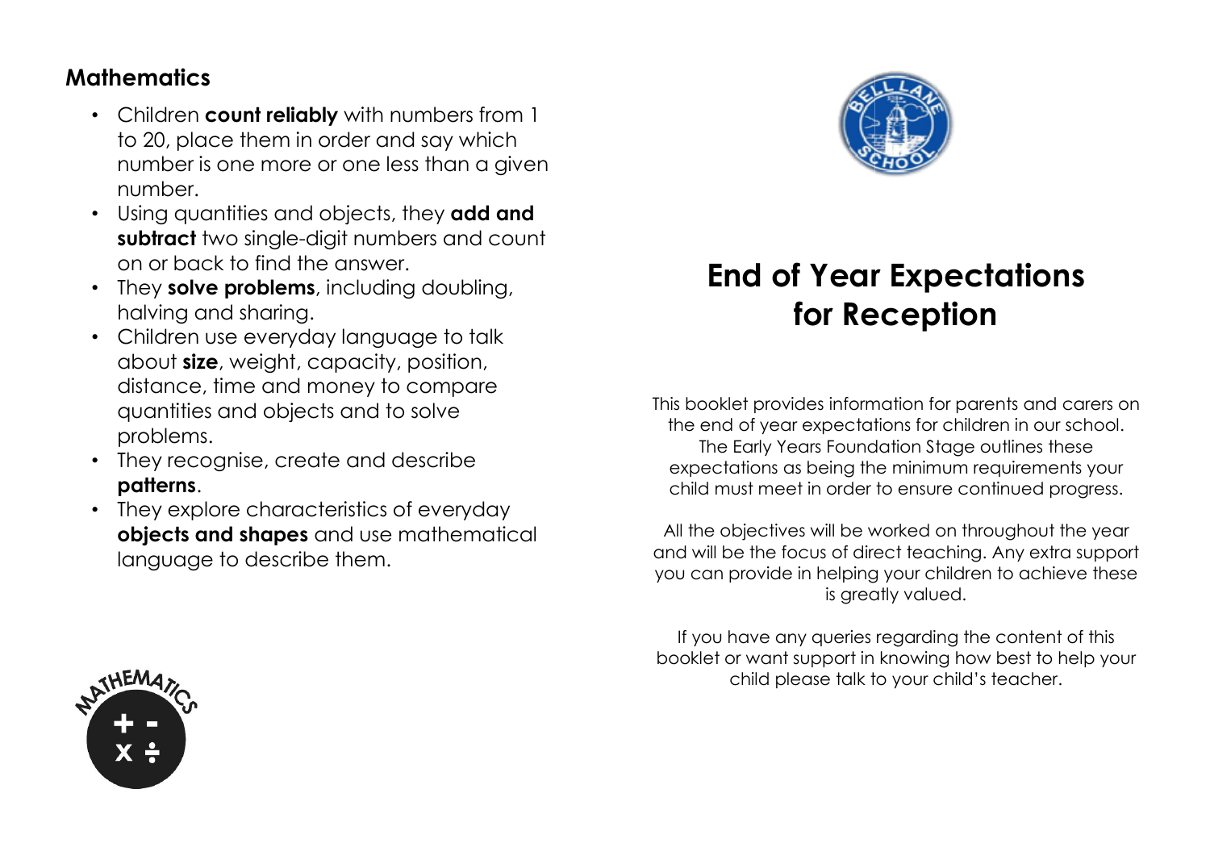## Mathematics

- Children **count reliably** with numbers from 1 to 20, place them in order and say which number is one more or one less than a given number.
- Using quantities and objects, they **add and subtract** two single-digit numbers and count on or back to find the answer.
- They **solve problems**, including doubling, halving and sharing.
- Children use everyday language to talk about **size**, weight, capacity, position, distance, time and money to compare quantities and objects and to solve problems.
- They recognise, create and describe **patterns**.
- They explore characteristics of everyday **objects and shapes** and use mathematical language to describe them.

# End of Year Expectations for Reception

This booklet provides information for parents and carers on the end of year expectations for children in our school. The Early Years Foundation Stage outlines these expectations as being the minimum requirements your child must meet in order to ensure continued progress.

All the objectives will be worked on throughout the year and will be the focus of direct teaching. Any extra support you can provide in helping your children to achieve these is greatly valued.

If you have any queries regarding the content of this booklet or want support in knowing how best to help your child please talk to your child's teacher.